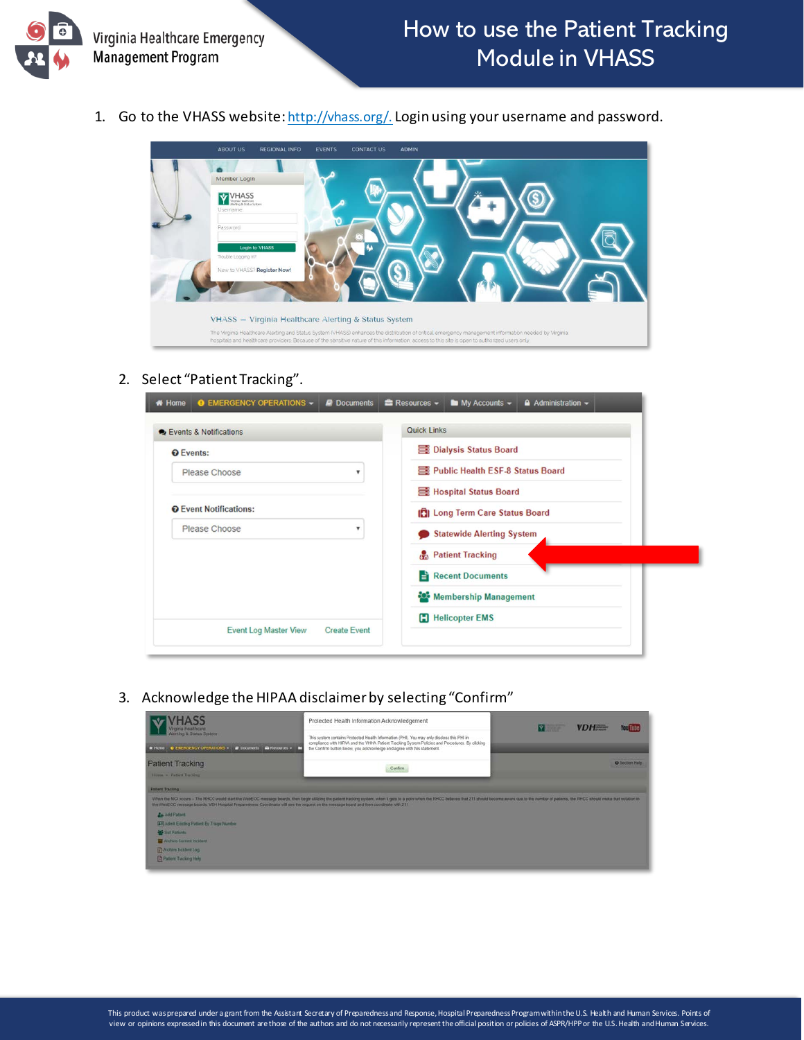Virginia Healthcare Emergency Management Program

# How to use the Patient Tracking Module in VHASS

1. Go to the VHASS website: http://vhass.org/. Login using your username and password.

2. Select "Patient Tracking".

3. Acknowledge the HIPAA disclaimer by selecting "Confirm"

This product was prepared under a grant from the Assistant Secretary of Preparedness and Response, Hospital Preparedness Program within the U.S. Health and Human Services. Points of view or opinions expressed in this document are those of the authors and do not necessarily represent the official position or policies of ASPR/HPP or the U.S. Health and Human Services.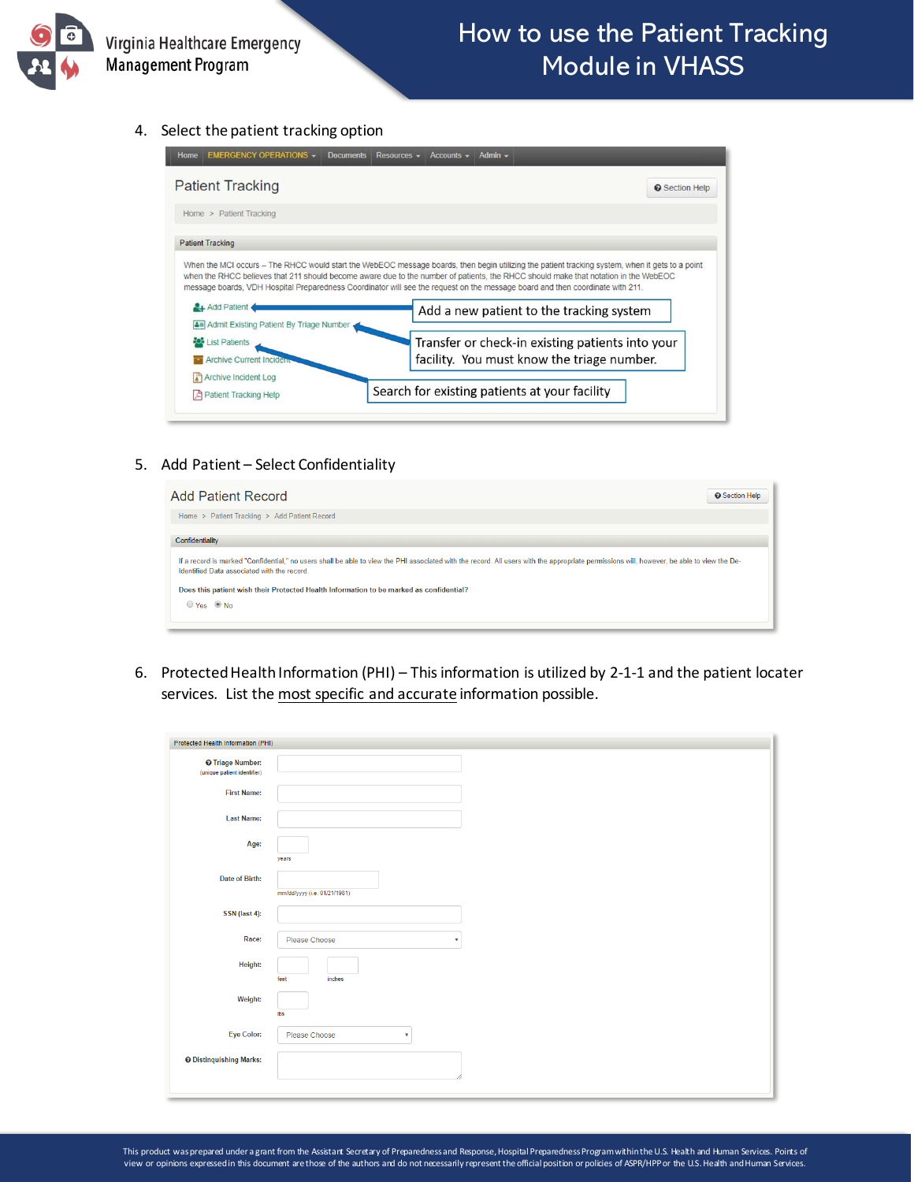4. Select the patient tracking option

Home | EMERGENCY OPERATIONS | Documents | Resources | Accounts | Admin

**Patient Tracking**

Section Help

Home > Patient Tracking

Patient Tracking

When the MCI occurs – The RHCC would start the WebEOC message boards, then begin utilizing the patient tracking system, when it gets to a point when the RHCC believes that 211 should become aware due to the number of patients, the RHCC should make that notation in the WebEOC message boards, VDH Hospital Preparedness Coordinator will see the request on the message board and then coordinate with 211.

- Add Patient — Add a new patient to the tracking system
- Admit Existing Patient By Triage Number — Transfer or check-in existing patients into your facility. You must know the triage number.
- List Patients — Search for existing patients at your facility
- Archive Current Incident
- Archive Incident Log
- Patient Tracking Help

5. Add Patient – Select Confidentiality

**Add Patient Record**

Section Help

Home > Patient Tracking > Add Patient Record

Confidentiality

If a record is marked "Confidential," no users shall be able to view the PHI associated with the record. All users with the appropriate permissions will, however, be able to view the De-Identified Data associated with the record.

Does this patient wish their Protected Health Information to be marked as confidential?

○ Yes ◉ No

6. Protected Health Information (PHI) – This information is utilized by 2-1-1 and the patient locater services. List the most specific and accurate information possible.

Protected Health Information (PHI)

- Triage Number: (unique patient identifier)
- First Name:
- Last Name:
- Age: years
- Date of Birth: mm/dd/yyyy (i.e. 01/21/1981)
- SSN (last 4):
- Race: Please Choose
- Height: feet inches
- Weight: lbs
- Eye Color: Please Choose
- Distinguishing Marks: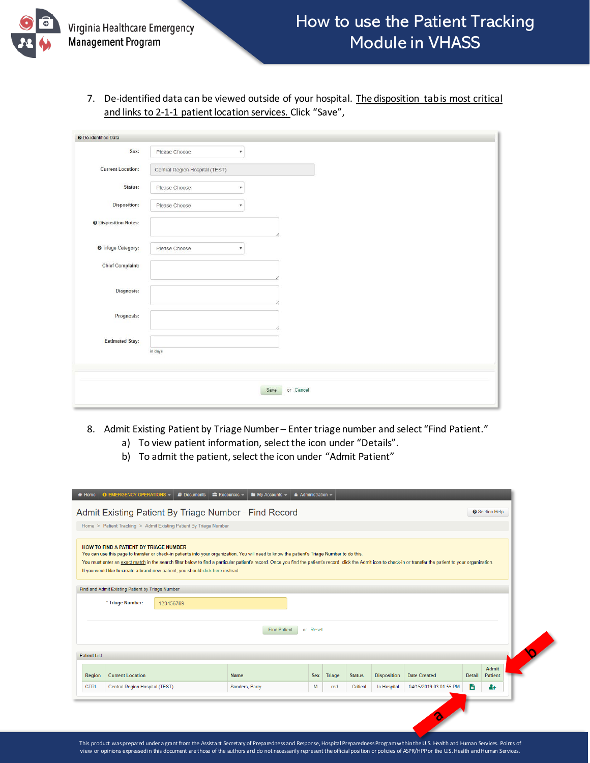7. De-identified data can be viewed outside of your hospital. <u>The disposition tab is most critical and links to 2-1-1 patient location services.</u> Click "Save",

**De-identified Data**

Sex: Please Choose

Current Location: Central Region Hospital (TEST)

Status: Please Choose

Disposition: Please Choose

Disposition Notes:

Triage Category: Please Choose

Chief Complaint:

Diagnosis:

Prognosis:

Estimated Stay: in days

Save or Cancel

8. Admit Existing Patient by Triage Number – Enter triage number and select "Find Patient."
   a) To view patient information, select the icon under "Details".
   b) To admit the patient, select the icon under "Admit Patient"

Home | EMERGENCY OPERATIONS | Documents | Resources | My Accounts | Administration

## Admit Existing Patient By Triage Number - Find Record

Section Help

Home > Patient Tracking > Admit Existing Patient By Triage Number

**HOW TO FIND A PATIENT BY TRIAGE NUMBER**

You can use this page to transfer or check-in patients into your organization. You will need to know the patient's Triage Number to do this.

You must enter an exact match in the search filter below to find a particular patient's record. Once you find the patient's record, click the Admit icon to check-in or transfer the patient to your organization.

If you would like to create a brand new patient, you should click here instead.

**Find and Admit Existing Patient by Triage Number**

\* Triage Number: 123456789

Find Patient or Reset

**Patient List**

| Region | Current Location | Name | Sex | Triage | Status | Disposition | Date Created | Detail | Admit Patient |
|---|---|---|---|---|---|---|---|---|---|
| CTRL | Central Region Hospital (TEST) | Sanders, Barry | M | red | Critical | In Hospital | 04/15/2019 03:01:55 PM | | |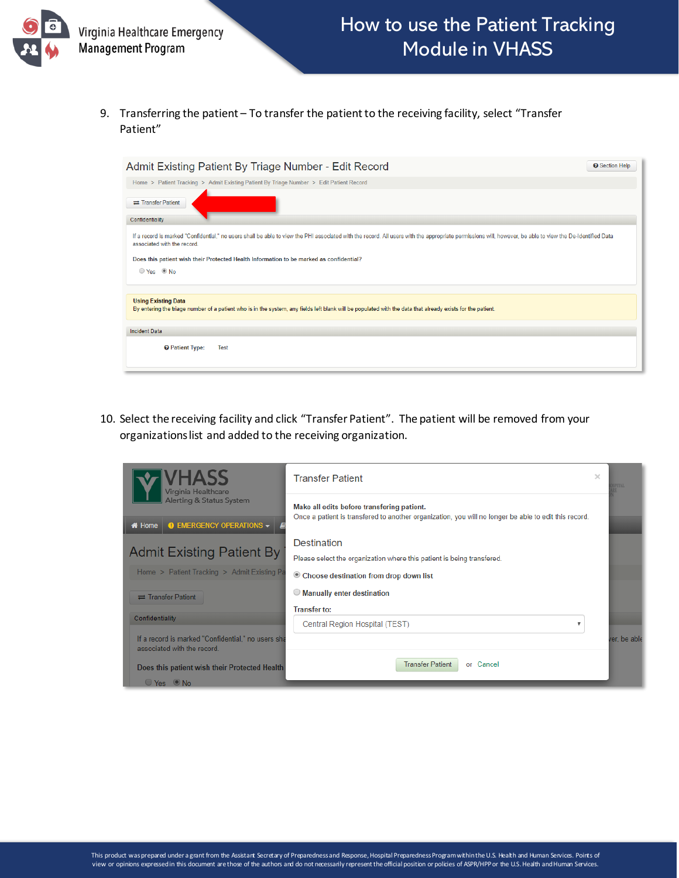9. Transferring the patient – To transfer the patient to the receiving facility, select "Transfer Patient"

10. Select the receiving facility and click "Transfer Patient". The patient will be removed from your organizations list and added to the receiving organization.

This product was prepared under a grant from the Assistant Secretary of Preparedness and Response, Hospital Preparedness Program within the U.S. Health and Human Services. Points of view or opinions expressed in this document are those of the authors and do not necessarily represent the official position or policies of ASPR/HPP or the U.S. Health and Human Services.